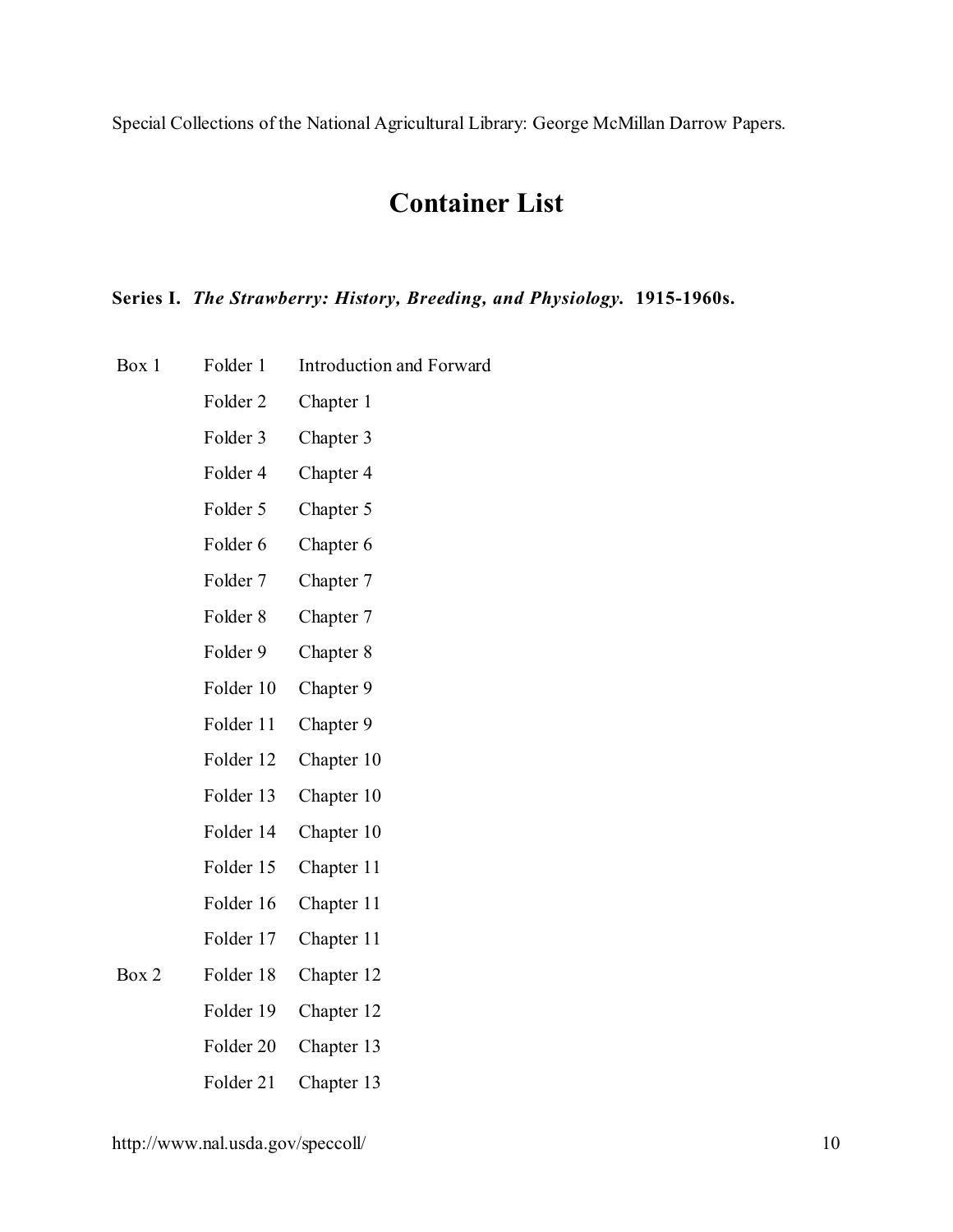Special Collections of the National Agricultural Library: George McMillan Darrow Papers.

# Container List

**Series I.** ***The Strawberry: History, Breeding, and Physiology.*** **1915-1960s.**

| Box | Folder | Title |
|---|---|---|
| Box 1 | Folder 1 | Introduction and Forward |
| | Folder 2 | Chapter 1 |
| | Folder 3 | Chapter 3 |
| | Folder 4 | Chapter 4 |
| | Folder 5 | Chapter 5 |
| | Folder 6 | Chapter 6 |
| | Folder 7 | Chapter 7 |
| | Folder 8 | Chapter 7 |
| | Folder 9 | Chapter 8 |
| | Folder 10 | Chapter 9 |
| | Folder 11 | Chapter 9 |
| | Folder 12 | Chapter 10 |
| | Folder 13 | Chapter 10 |
| | Folder 14 | Chapter 10 |
| | Folder 15 | Chapter 11 |
| | Folder 16 | Chapter 11 |
| | Folder 17 | Chapter 11 |
| Box 2 | Folder 18 | Chapter 12 |
| | Folder 19 | Chapter 12 |
| | Folder 20 | Chapter 13 |
| | Folder 21 | Chapter 13 |

http://www.nal.usda.gov/speccoll/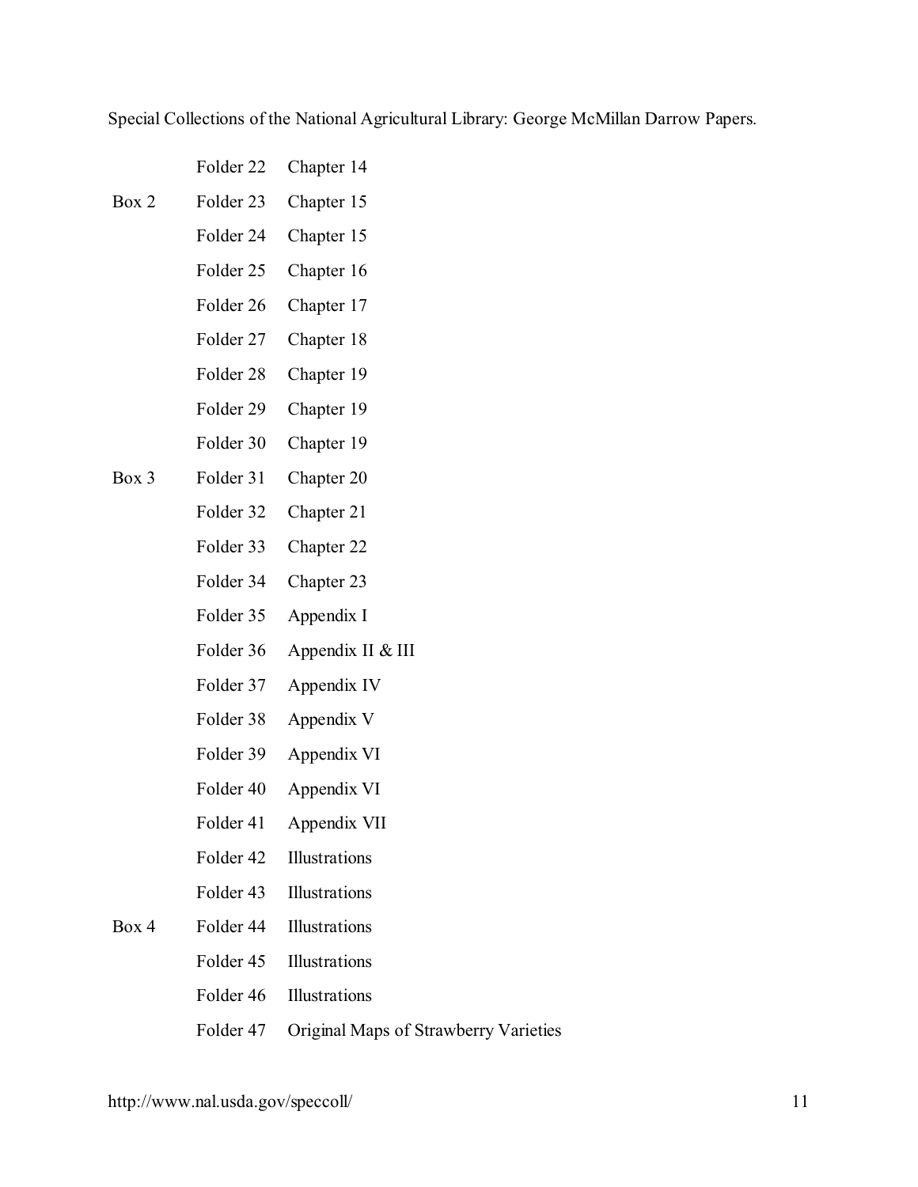Special Collections of the National Agricultural Library: George McMillan Darrow Papers.

| | | |
|---|---|---|
| | Folder 22 | Chapter 14 |
| Box 2 | Folder 23 | Chapter 15 |
| | Folder 24 | Chapter 15 |
| | Folder 25 | Chapter 16 |
| | Folder 26 | Chapter 17 |
| | Folder 27 | Chapter 18 |
| | Folder 28 | Chapter 19 |
| | Folder 29 | Chapter 19 |
| | Folder 30 | Chapter 19 |
| Box 3 | Folder 31 | Chapter 20 |
| | Folder 32 | Chapter 21 |
| | Folder 33 | Chapter 22 |
| | Folder 34 | Chapter 23 |
| | Folder 35 | Appendix I |
| | Folder 36 | Appendix II & III |
| | Folder 37 | Appendix IV |
| | Folder 38 | Appendix V |
| | Folder 39 | Appendix VI |
| | Folder 40 | Appendix VI |
| | Folder 41 | Appendix VII |
| | Folder 42 | Illustrations |
| | Folder 43 | Illustrations |
| Box 4 | Folder 44 | Illustrations |
| | Folder 45 | Illustrations |
| | Folder 46 | Illustrations |
| | Folder 47 | Original Maps of Strawberry Varieties |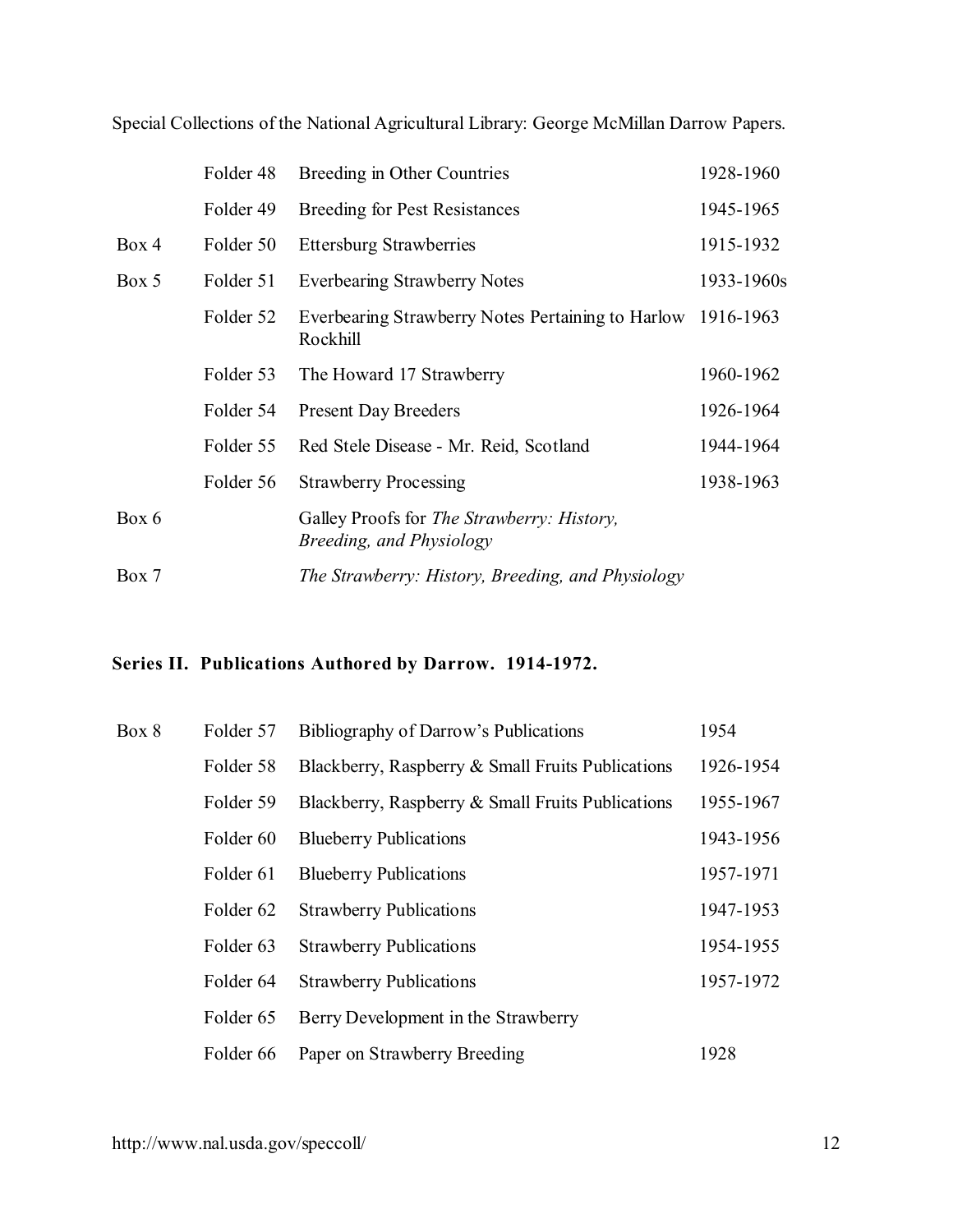| | | | |
|---|---|---|---|
| | Folder 48 | Breeding in Other Countries | 1928-1960 |
| | Folder 49 | Breeding for Pest Resistances | 1945-1965 |
| Box 4 | Folder 50 | Ettersburg Strawberries | 1915-1932 |
| Box 5 | Folder 51 | Everbearing Strawberry Notes | 1933-1960s |
| | Folder 52 | Everbearing Strawberry Notes Pertaining to Harlow Rockhill | 1916-1963 |
| | Folder 53 | The Howard 17 Strawberry | 1960-1962 |
| | Folder 54 | Present Day Breeders | 1926-1964 |
| | Folder 55 | Red Stele Disease - Mr. Reid, Scotland | 1944-1964 |
| | Folder 56 | Strawberry Processing | 1938-1963 |
| Box 6 | | Galley Proofs for *The Strawberry: History, Breeding, and Physiology* | |
| Box 7 | | *The Strawberry: History, Breeding, and Physiology* | |

**Series II. Publications Authored by Darrow. 1914-1972.**

| | | | |
|---|---|---|---|
| Box 8 | Folder 57 | Bibliography of Darrow's Publications | 1954 |
| | Folder 58 | Blackberry, Raspberry & Small Fruits Publications | 1926-1954 |
| | Folder 59 | Blackberry, Raspberry & Small Fruits Publications | 1955-1967 |
| | Folder 60 | Blueberry Publications | 1943-1956 |
| | Folder 61 | Blueberry Publications | 1957-1971 |
| | Folder 62 | Strawberry Publications | 1947-1953 |
| | Folder 63 | Strawberry Publications | 1954-1955 |
| | Folder 64 | Strawberry Publications | 1957-1972 |
| | Folder 65 | Berry Development in the Strawberry | |
| | Folder 66 | Paper on Strawberry Breeding | 1928 |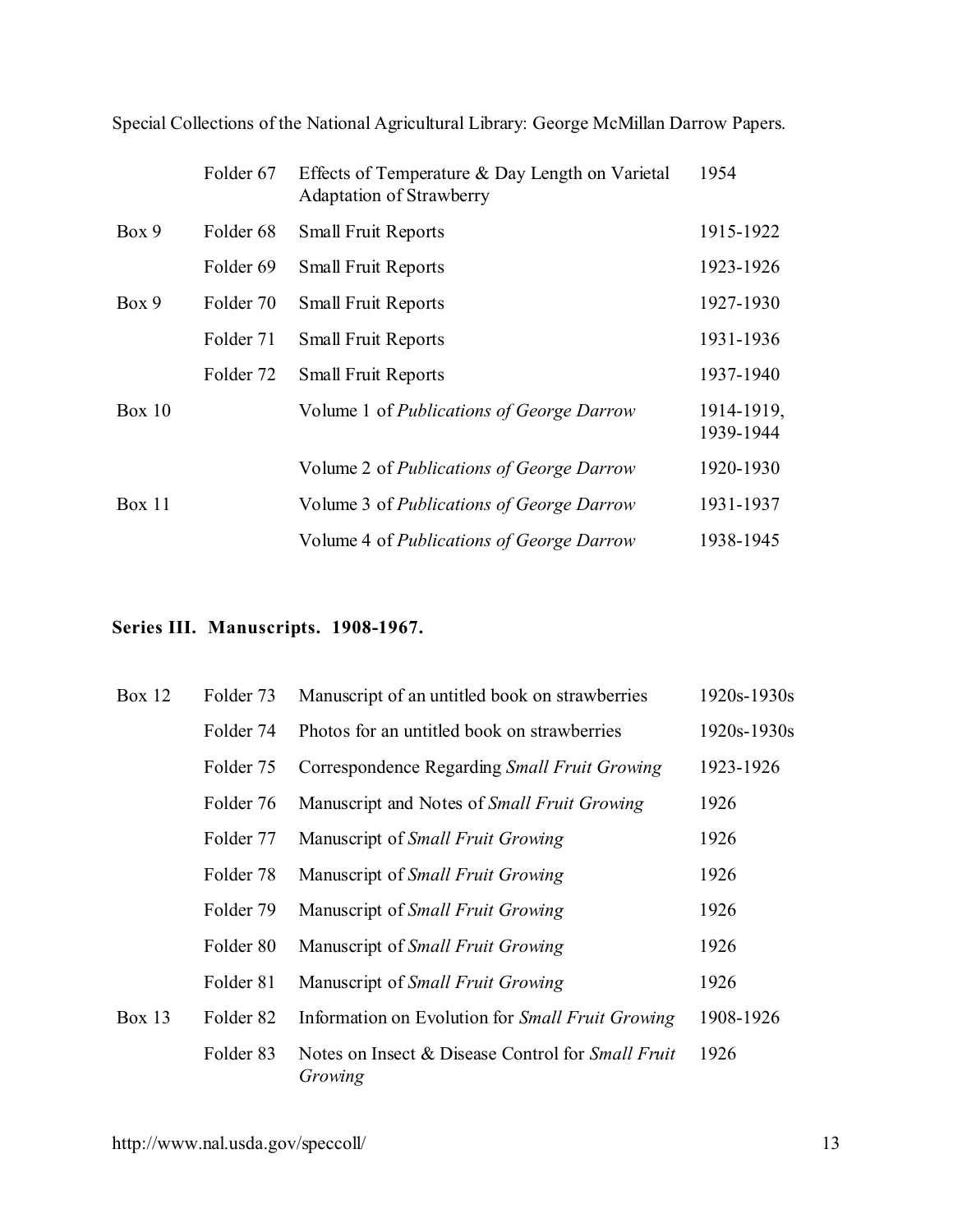| | | | |
|---|---|---|---|
| | Folder 67 | Effects of Temperature & Day Length on Varietal Adaptation of Strawberry | 1954 |
| Box 9 | Folder 68 | Small Fruit Reports | 1915-1922 |
| | Folder 69 | Small Fruit Reports | 1923-1926 |
| Box 9 | Folder 70 | Small Fruit Reports | 1927-1930 |
| | Folder 71 | Small Fruit Reports | 1931-1936 |
| | Folder 72 | Small Fruit Reports | 1937-1940 |
| Box 10 | | Volume 1 of *Publications of George Darrow* | 1914-1919, 1939-1944 |
| | | Volume 2 of *Publications of George Darrow* | 1920-1930 |
| Box 11 | | Volume 3 of *Publications of George Darrow* | 1931-1937 |
| | | Volume 4 of *Publications of George Darrow* | 1938-1945 |

**Series III. Manuscripts. 1908-1967.**

| | | | |
|---|---|---|---|
| Box 12 | Folder 73 | Manuscript of an untitled book on strawberries | 1920s-1930s |
| | Folder 74 | Photos for an untitled book on strawberries | 1920s-1930s |
| | Folder 75 | Correspondence Regarding *Small Fruit Growing* | 1923-1926 |
| | Folder 76 | Manuscript and Notes of *Small Fruit Growing* | 1926 |
| | Folder 77 | Manuscript of *Small Fruit Growing* | 1926 |
| | Folder 78 | Manuscript of *Small Fruit Growing* | 1926 |
| | Folder 79 | Manuscript of *Small Fruit Growing* | 1926 |
| | Folder 80 | Manuscript of *Small Fruit Growing* | 1926 |
| | Folder 81 | Manuscript of *Small Fruit Growing* | 1926 |
| Box 13 | Folder 82 | Information on Evolution for *Small Fruit Growing* | 1908-1926 |
| | Folder 83 | Notes on Insect & Disease Control for *Small Fruit Growing* | 1926 |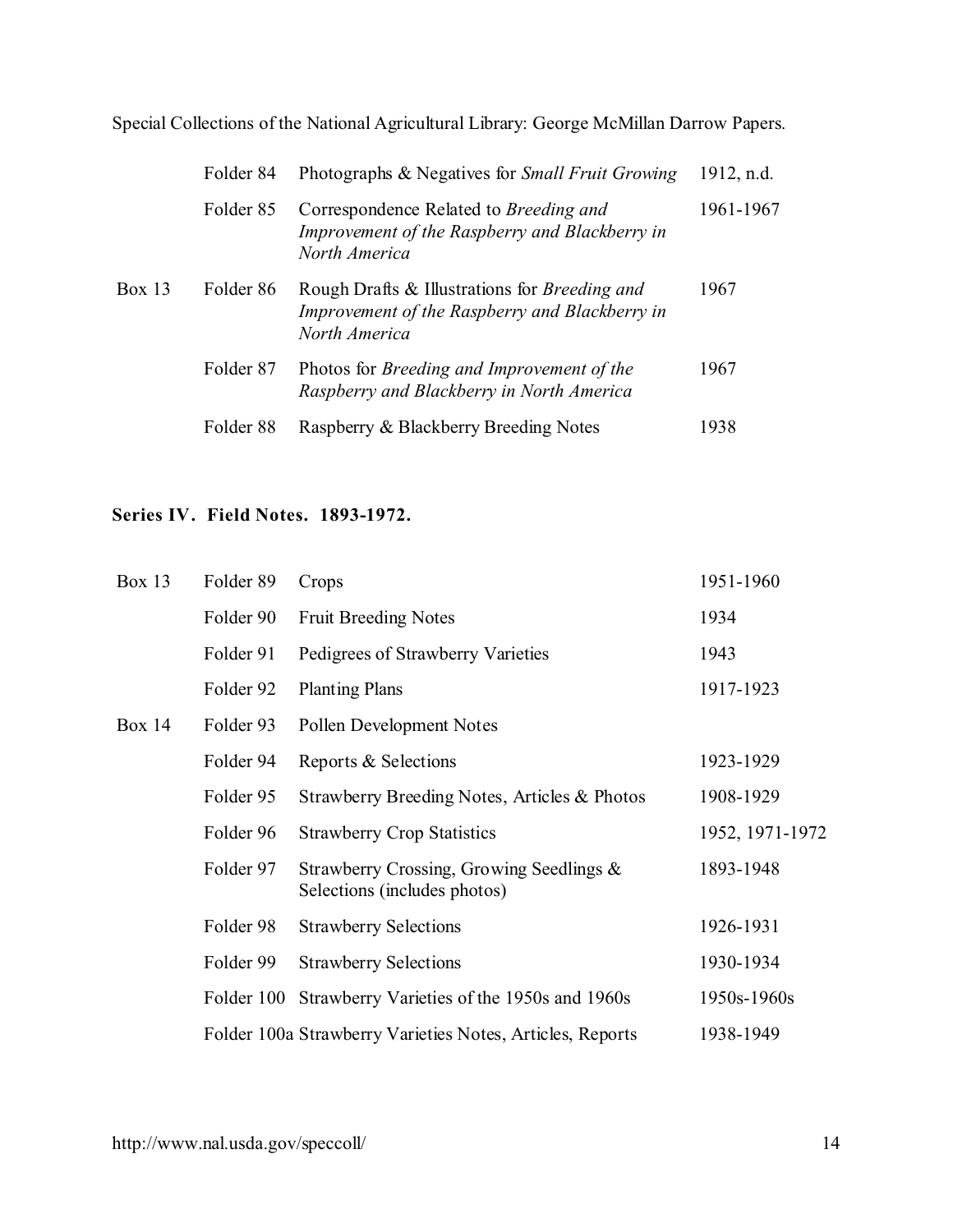| | | | |
|---|---|---|---|
| | Folder 84 | Photographs & Negatives for *Small Fruit Growing* | 1912, n.d. |
| | Folder 85 | Correspondence Related to *Breeding and Improvement of the Raspberry and Blackberry in North America* | 1961-1967 |
| Box 13 | Folder 86 | Rough Drafts & Illustrations for *Breeding and Improvement of the Raspberry and Blackberry in North America* | 1967 |
| | Folder 87 | Photos for *Breeding and Improvement of the Raspberry and Blackberry in North America* | 1967 |
| | Folder 88 | Raspberry & Blackberry Breeding Notes | 1938 |

**Series IV. Field Notes. 1893-1972.**

| | | | |
|---|---|---|---|
| Box 13 | Folder 89 | Crops | 1951-1960 |
| | Folder 90 | Fruit Breeding Notes | 1934 |
| | Folder 91 | Pedigrees of Strawberry Varieties | 1943 |
| | Folder 92 | Planting Plans | 1917-1923 |
| Box 14 | Folder 93 | Pollen Development Notes | |
| | Folder 94 | Reports & Selections | 1923-1929 |
| | Folder 95 | Strawberry Breeding Notes, Articles & Photos | 1908-1929 |
| | Folder 96 | Strawberry Crop Statistics | 1952, 1971-1972 |
| | Folder 97 | Strawberry Crossing, Growing Seedlings & Selections (includes photos) | 1893-1948 |
| | Folder 98 | Strawberry Selections | 1926-1931 |
| | Folder 99 | Strawberry Selections | 1930-1934 |
| | Folder 100 | Strawberry Varieties of the 1950s and 1960s | 1950s-1960s |
| | Folder 100a | Strawberry Varieties Notes, Articles, Reports | 1938-1949 |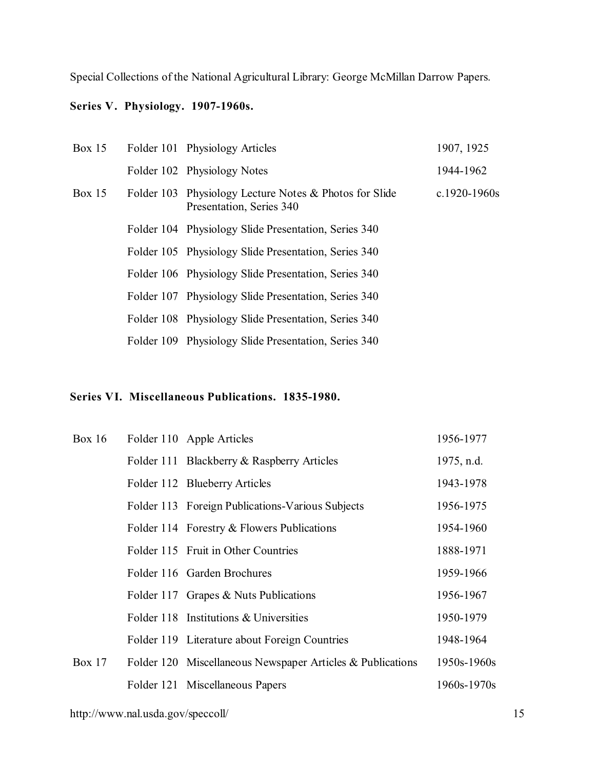Special Collections of the National Agricultural Library: George McMillan Darrow Papers.

**Series V. Physiology. 1907-1960s.**

| Box | Folder | Title | Date |
|---|---|---|---|
| Box 15 | Folder 101 | Physiology Articles | 1907, 1925 |
| | Folder 102 | Physiology Notes | 1944-1962 |
| Box 15 | Folder 103 | Physiology Lecture Notes & Photos for Slide Presentation, Series 340 | c.1920-1960s |
| | Folder 104 | Physiology Slide Presentation, Series 340 | |
| | Folder 105 | Physiology Slide Presentation, Series 340 | |
| | Folder 106 | Physiology Slide Presentation, Series 340 | |
| | Folder 107 | Physiology Slide Presentation, Series 340 | |
| | Folder 108 | Physiology Slide Presentation, Series 340 | |
| | Folder 109 | Physiology Slide Presentation, Series 340 | |

**Series VI. Miscellaneous Publications. 1835-1980.**

| Box | Folder | Title | Date |
|---|---|---|---|
| Box 16 | Folder 110 | Apple Articles | 1956-1977 |
| | Folder 111 | Blackberry & Raspberry Articles | 1975, n.d. |
| | Folder 112 | Blueberry Articles | 1943-1978 |
| | Folder 113 | Foreign Publications-Various Subjects | 1956-1975 |
| | Folder 114 | Forestry & Flowers Publications | 1954-1960 |
| | Folder 115 | Fruit in Other Countries | 1888-1971 |
| | Folder 116 | Garden Brochures | 1959-1966 |
| | Folder 117 | Grapes & Nuts Publications | 1956-1967 |
| | Folder 118 | Institutions & Universities | 1950-1979 |
| | Folder 119 | Literature about Foreign Countries | 1948-1964 |
| Box 17 | Folder 120 | Miscellaneous Newspaper Articles & Publications | 1950s-1960s |
| | Folder 121 | Miscellaneous Papers | 1960s-1970s |

http://www.nal.usda.gov/speccoll/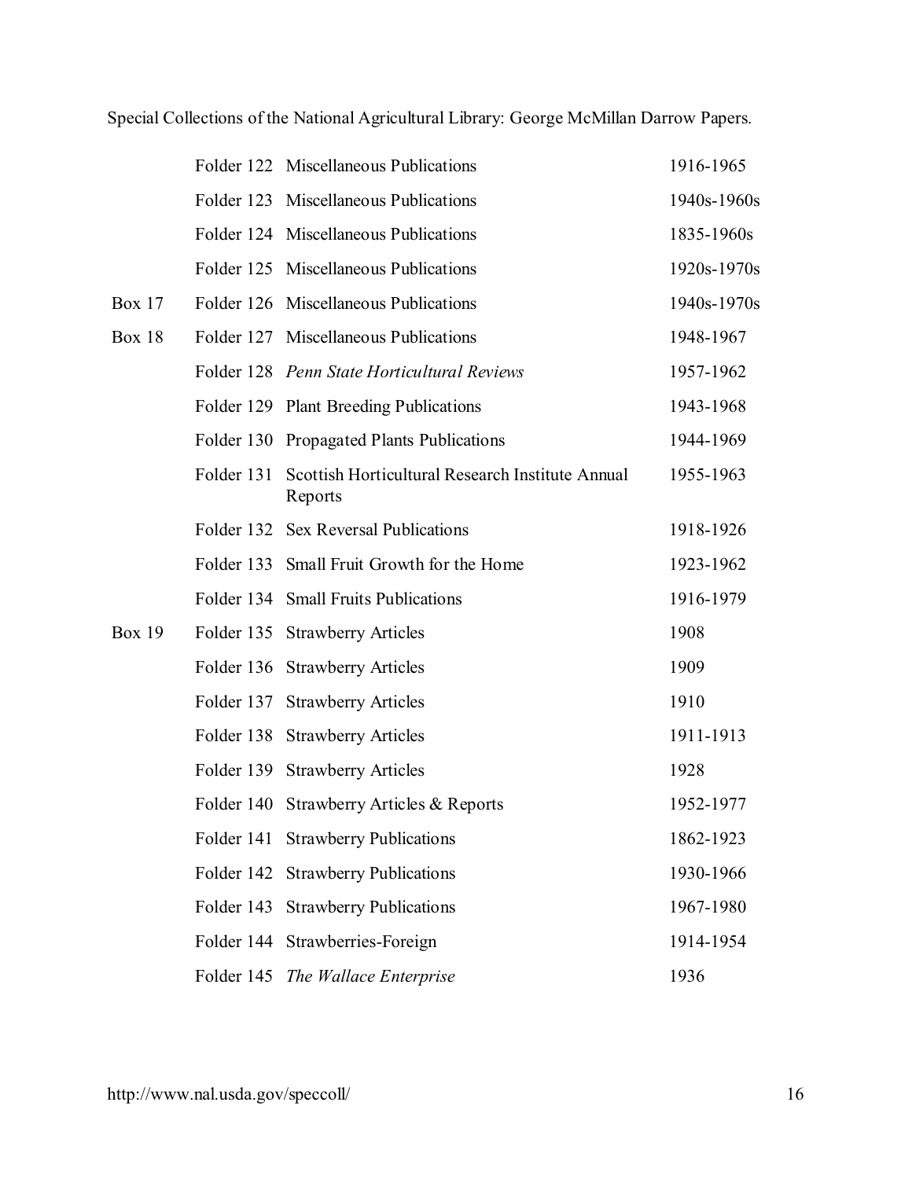| | | | |
|---|---|---|---|
| | Folder 122 | Miscellaneous Publications | 1916-1965 |
| | Folder 123 | Miscellaneous Publications | 1940s-1960s |
| | Folder 124 | Miscellaneous Publications | 1835-1960s |
| | Folder 125 | Miscellaneous Publications | 1920s-1970s |
| Box 17 | Folder 126 | Miscellaneous Publications | 1940s-1970s |
| Box 18 | Folder 127 | Miscellaneous Publications | 1948-1967 |
| | Folder 128 | *Penn State Horticultural Reviews* | 1957-1962 |
| | Folder 129 | Plant Breeding Publications | 1943-1968 |
| | Folder 130 | Propagated Plants Publications | 1944-1969 |
| | Folder 131 | Scottish Horticultural Research Institute Annual Reports | 1955-1963 |
| | Folder 132 | Sex Reversal Publications | 1918-1926 |
| | Folder 133 | Small Fruit Growth for the Home | 1923-1962 |
| | Folder 134 | Small Fruits Publications | 1916-1979 |
| Box 19 | Folder 135 | Strawberry Articles | 1908 |
| | Folder 136 | Strawberry Articles | 1909 |
| | Folder 137 | Strawberry Articles | 1910 |
| | Folder 138 | Strawberry Articles | 1911-1913 |
| | Folder 139 | Strawberry Articles | 1928 |
| | Folder 140 | Strawberry Articles & Reports | 1952-1977 |
| | Folder 141 | Strawberry Publications | 1862-1923 |
| | Folder 142 | Strawberry Publications | 1930-1966 |
| | Folder 143 | Strawberry Publications | 1967-1980 |
| | Folder 144 | Strawberries-Foreign | 1914-1954 |
| | Folder 145 | *The Wallace Enterprise* | 1936 |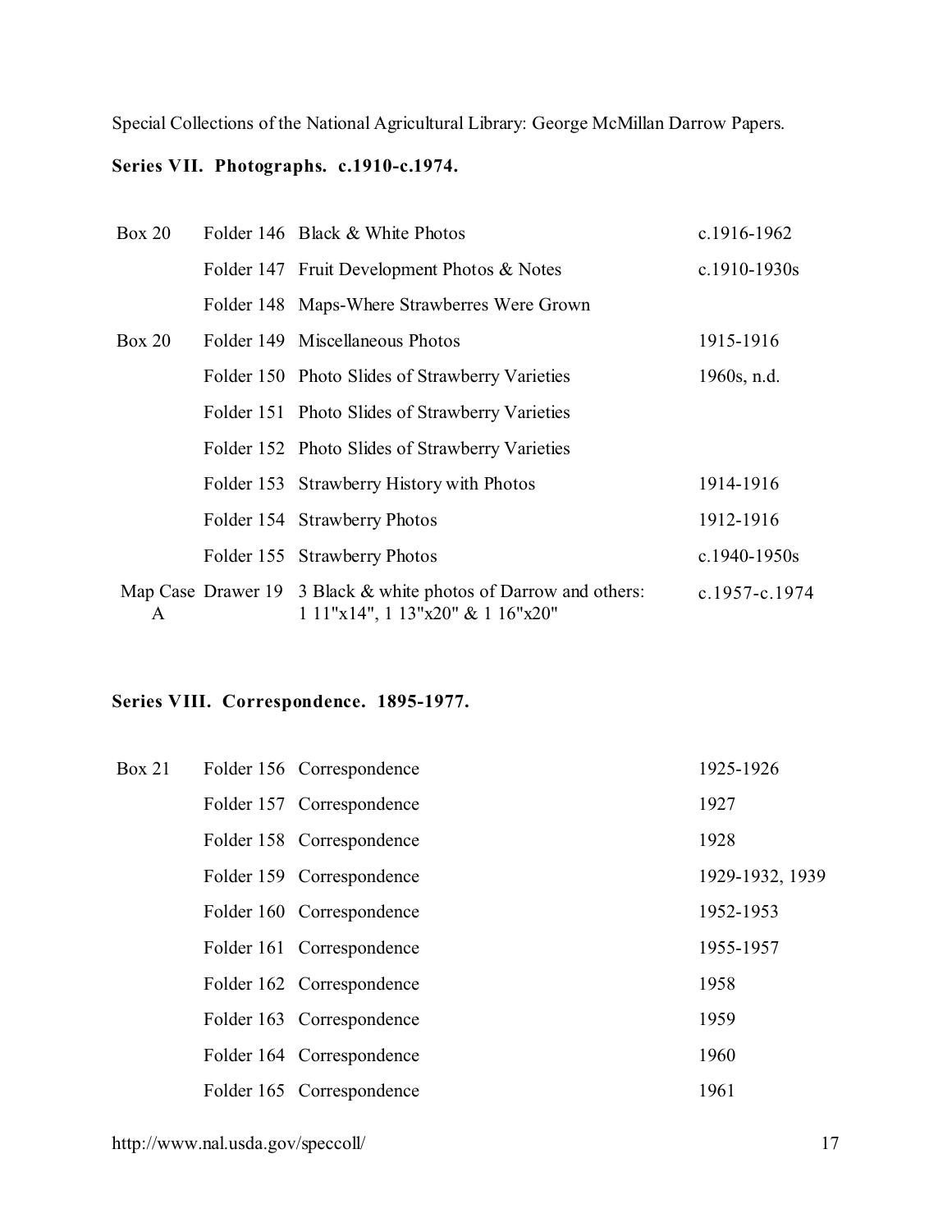Special Collections of the National Agricultural Library: George McMillan Darrow Papers.

**Series VII. Photographs. c.1910-c.1974.**

| | | | |
|---|---|---|---|
| Box 20 | Folder 146 | Black & White Photos | c.1916-1962 |
| | Folder 147 | Fruit Development Photos & Notes | c.1910-1930s |
| | Folder 148 | Maps-Where Strawberres Were Grown | |
| Box 20 | Folder 149 | Miscellaneous Photos | 1915-1916 |
| | Folder 150 | Photo Slides of Strawberry Varieties | 1960s, n.d. |
| | Folder 151 | Photo Slides of Strawberry Varieties | |
| | Folder 152 | Photo Slides of Strawberry Varieties | |
| | Folder 153 | Strawberry History with Photos | 1914-1916 |
| | Folder 154 | Strawberry Photos | 1912-1916 |
| | Folder 155 | Strawberry Photos | c.1940-1950s |
| Map Case A | Drawer 19 | 3 Black & white photos of Darrow and others: 1 11"x14", 1 13"x20" & 1 16"x20" | c.1957-c.1974 |

**Series VIII. Correspondence. 1895-1977.**

| | | | |
|---|---|---|---|
| Box 21 | Folder 156 | Correspondence | 1925-1926 |
| | Folder 157 | Correspondence | 1927 |
| | Folder 158 | Correspondence | 1928 |
| | Folder 159 | Correspondence | 1929-1932, 1939 |
| | Folder 160 | Correspondence | 1952-1953 |
| | Folder 161 | Correspondence | 1955-1957 |
| | Folder 162 | Correspondence | 1958 |
| | Folder 163 | Correspondence | 1959 |
| | Folder 164 | Correspondence | 1960 |
| | Folder 165 | Correspondence | 1961 |

http://www.nal.usda.gov/speccoll/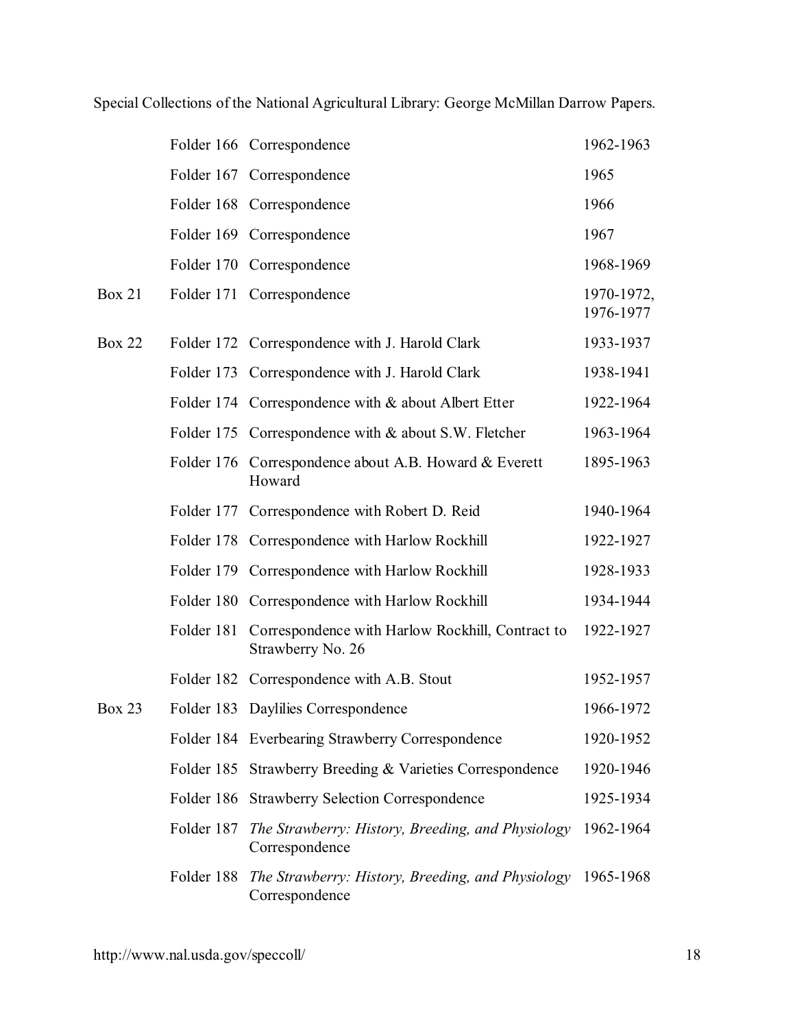| | | | |
|---|---|---|---|
| | Folder 166 | Correspondence | 1962-1963 |
| | Folder 167 | Correspondence | 1965 |
| | Folder 168 | Correspondence | 1966 |
| | Folder 169 | Correspondence | 1967 |
| | Folder 170 | Correspondence | 1968-1969 |
| Box 21 | Folder 171 | Correspondence | 1970-1972, 1976-1977 |
| Box 22 | Folder 172 | Correspondence with J. Harold Clark | 1933-1937 |
| | Folder 173 | Correspondence with J. Harold Clark | 1938-1941 |
| | Folder 174 | Correspondence with & about Albert Etter | 1922-1964 |
| | Folder 175 | Correspondence with & about S.W. Fletcher | 1963-1964 |
| | Folder 176 | Correspondence about A.B. Howard & Everett Howard | 1895-1963 |
| | Folder 177 | Correspondence with Robert D. Reid | 1940-1964 |
| | Folder 178 | Correspondence with Harlow Rockhill | 1922-1927 |
| | Folder 179 | Correspondence with Harlow Rockhill | 1928-1933 |
| | Folder 180 | Correspondence with Harlow Rockhill | 1934-1944 |
| | Folder 181 | Correspondence with Harlow Rockhill, Contract to Strawberry No. 26 | 1922-1927 |
| | Folder 182 | Correspondence with A.B. Stout | 1952-1957 |
| Box 23 | Folder 183 | Daylilies Correspondence | 1966-1972 |
| | Folder 184 | Everbearing Strawberry Correspondence | 1920-1952 |
| | Folder 185 | Strawberry Breeding & Varieties Correspondence | 1920-1946 |
| | Folder 186 | Strawberry Selection Correspondence | 1925-1934 |
| | Folder 187 | *The Strawberry: History, Breeding, and Physiology* Correspondence | 1962-1964 |
| | Folder 188 | *The Strawberry: History, Breeding, and Physiology* Correspondence | 1965-1968 |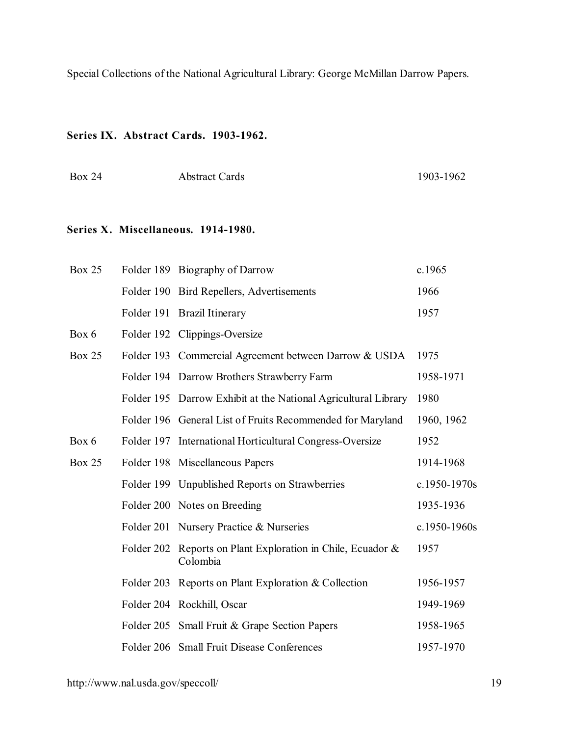Special Collections of the National Agricultural Library: George McMillan Darrow Papers.

**Series IX. Abstract Cards. 1903-1962.**

| | | | |
|---|---|---|---|
| Box 24 | | Abstract Cards | 1903-1962 |

**Series X. Miscellaneous. 1914-1980.**

| | | | |
|---|---|---|---|
| Box 25 | Folder 189 | Biography of Darrow | c.1965 |
| | Folder 190 | Bird Repellers, Advertisements | 1966 |
| | Folder 191 | Brazil Itinerary | 1957 |
| Box 6 | Folder 192 | Clippings-Oversize | |
| Box 25 | Folder 193 | Commercial Agreement between Darrow & USDA | 1975 |
| | Folder 194 | Darrow Brothers Strawberry Farm | 1958-1971 |
| | Folder 195 | Darrow Exhibit at the National Agricultural Library | 1980 |
| | Folder 196 | General List of Fruits Recommended for Maryland | 1960, 1962 |
| Box 6 | Folder 197 | International Horticultural Congress-Oversize | 1952 |
| Box 25 | Folder 198 | Miscellaneous Papers | 1914-1968 |
| | Folder 199 | Unpublished Reports on Strawberries | c.1950-1970s |
| | Folder 200 | Notes on Breeding | 1935-1936 |
| | Folder 201 | Nursery Practice & Nurseries | c.1950-1960s |
| | Folder 202 | Reports on Plant Exploration in Chile, Ecuador & Colombia | 1957 |
| | Folder 203 | Reports on Plant Exploration & Collection | 1956-1957 |
| | Folder 204 | Rockhill, Oscar | 1949-1969 |
| | Folder 205 | Small Fruit & Grape Section Papers | 1958-1965 |
| | Folder 206 | Small Fruit Disease Conferences | 1957-1970 |

http://www.nal.usda.gov/speccoll/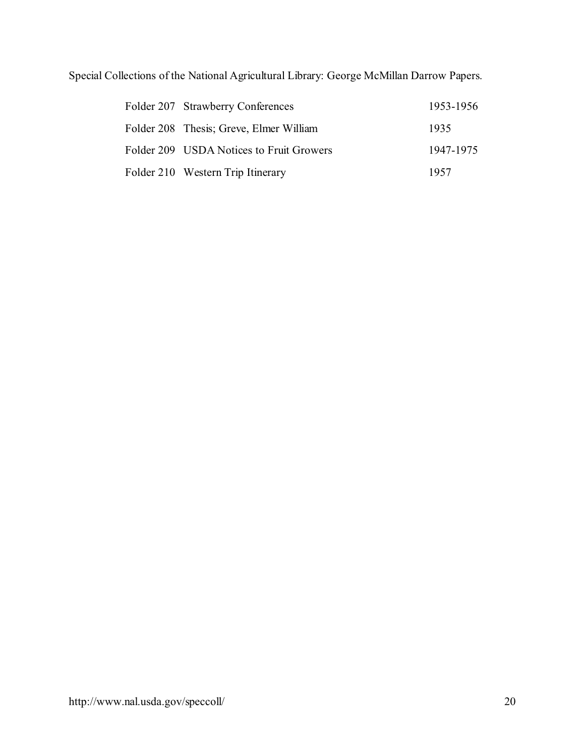Special Collections of the National Agricultural Library: George McMillan Darrow Papers.

| | | |
|---|---|---|
| Folder 207 | Strawberry Conferences | 1953-1956 |
| Folder 208 | Thesis; Greve, Elmer William | 1935 |
| Folder 209 | USDA Notices to Fruit Growers | 1947-1975 |
| Folder 210 | Western Trip Itinerary | 1957 |